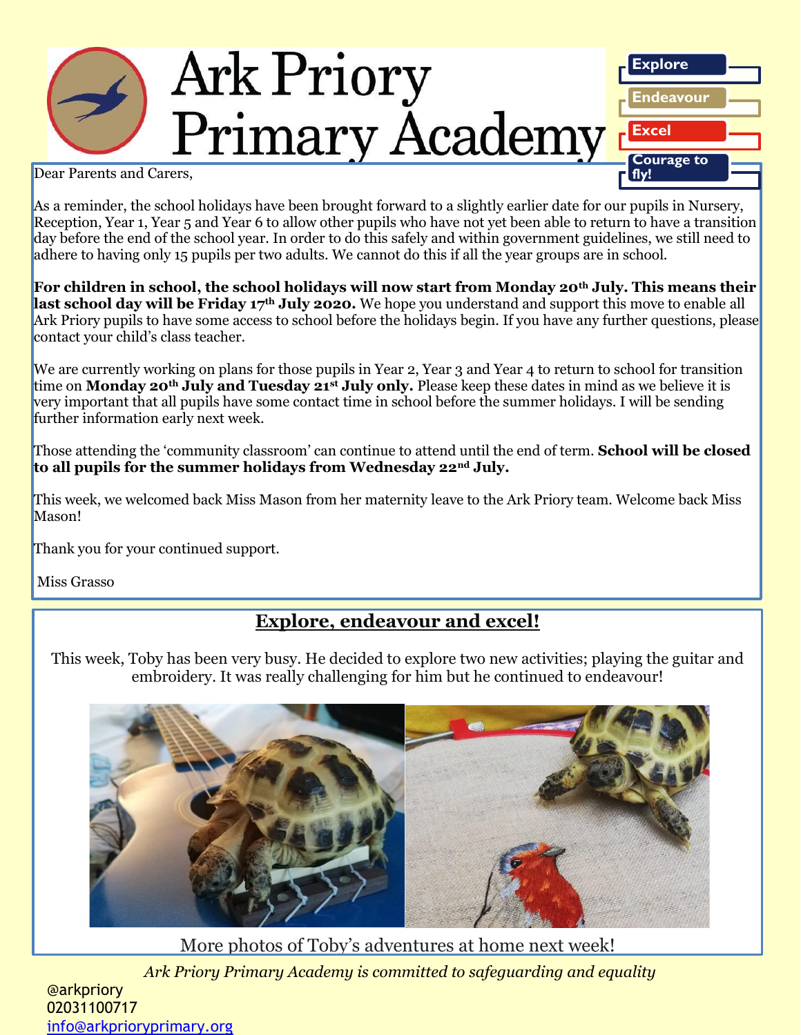# Ark Priory Primary Academy

Explore

Endeavour

Excel

Courage to fly!

Dear Parents and Carers,

As a reminder, the school holidays have been brought forward to a slightly earlier date for our pupils in Nursery, Reception, Year 1, Year 5 and Year 6 to allow other pupils who have not yet been able to return to have a transition day before the end of the school year. In order to do this safely and within government guidelines, we still need to adhere to having only 15 pupils per two adults. We cannot do this if all the year groups are in school.

**For children in school, the school holidays will now start from Monday 20th July. This means their last school day will be Friday 17th July 2020.** We hope you understand and support this move to enable all Ark Priory pupils to have some access to school before the holidays begin. If you have any further questions, please contact your child's class teacher.

We are currently working on plans for those pupils in Year 2, Year 3 and Year 4 to return to school for transition time on **Monday 20th July and Tuesday 21st July only.** Please keep these dates in mind as we believe it is very important that all pupils have some contact time in school before the summer holidays. I will be sending further information early next week.

Those attending the 'community classroom' can continue to attend until the end of term. **School will be closed to all pupils for the summer holidays from Wednesday 22nd July.**

This week, we welcomed back Miss Mason from her maternity leave to the Ark Priory team. Welcome back Miss Mason!

Thank you for your continued support.

Miss Grasso

## Explore, endeavour and excel!

This week, Toby has been very busy. He decided to explore two new activities; playing the guitar and embroidery. It was really challenging for him but he continued to endeavour!

More photos of Toby's adventures at home next week!

*Ark Priory Primary Academy is committed to safeguarding and equality*

@arkpriory
02031100717
info@arkprioryprimary.org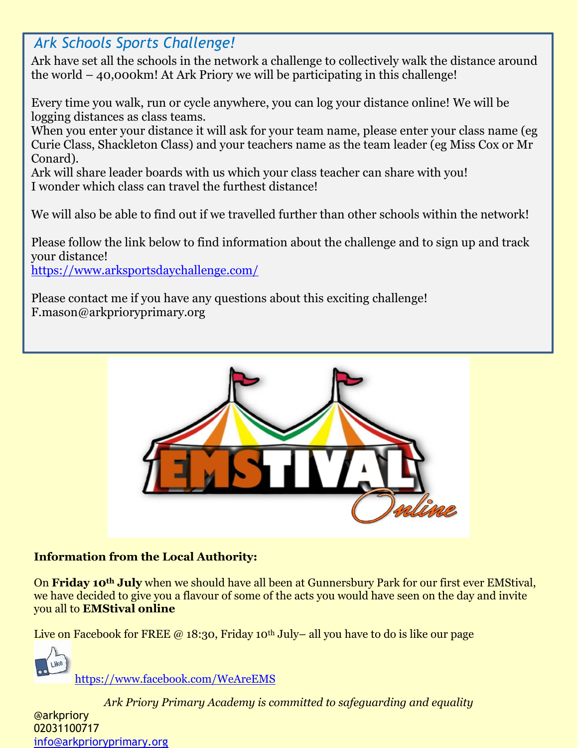## *Ark Schools Sports Challenge!*

Ark have set all the schools in the network a challenge to collectively walk the distance around the world – 40,000km! At Ark Priory we will be participating in this challenge!

Every time you walk, run or cycle anywhere, you can log your distance online! We will be logging distances as class teams.
When you enter your distance it will ask for your team name, please enter your class name (eg Curie Class, Shackleton Class) and your teachers name as the team leader (eg Miss Cox or Mr Conard).
Ark will share leader boards with us which your class teacher can share with you!
I wonder which class can travel the furthest distance!

We will also be able to find out if we travelled further than other schools within the network!

Please follow the link below to find information about the challenge and to sign up and track your distance!
https://www.arksportsdaychallenge.com/

Please contact me if you have any questions about this exciting challenge!
F.mason@arkprioryprimary.org

EMSTIVAL Online

**Information from the Local Authority:**

On **Friday 10th July** when we should have all been at Gunnersbury Park for our first ever EMStival, we have decided to give you a flavour of some of the acts you would have seen on the day and invite you all to **EMStival online**

Live on Facebook for FREE @ 18:30, Friday 10th July– all you have to do is like our page

https://www.facebook.com/WeAreEMS

*Ark Priory Primary Academy is committed to safeguarding and equality*

@arkpriory
02031100717
info@arkprioryprimary.org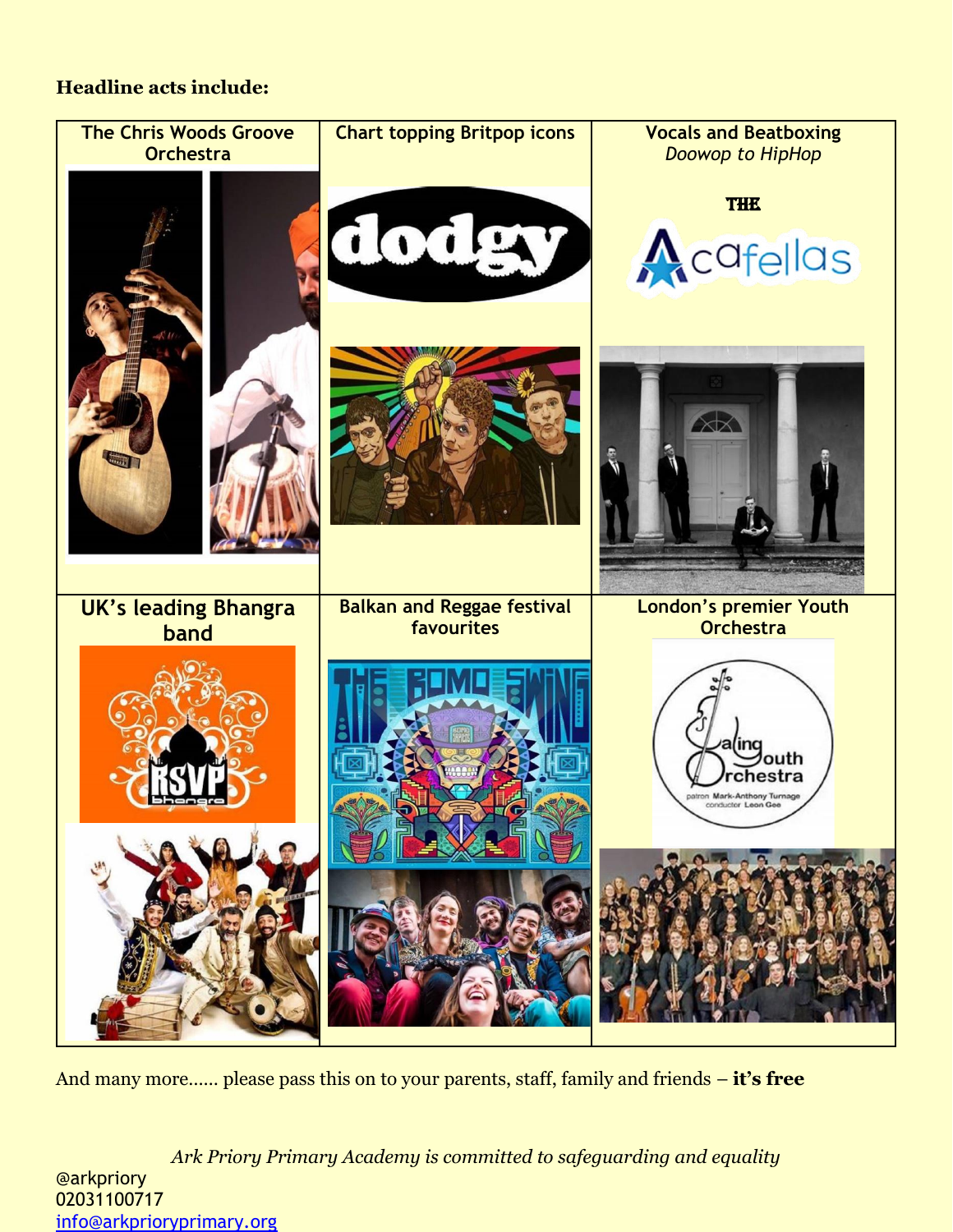**Headline acts include:**

| The Chris Woods Groove Orchestra | Chart topping Britpop icons | Vocals and Beatboxing *Doowop to HipHop* |
|---|---|---|
| | dodgy | THE Acafellas |
| UK's leading Bhangra band | Balkan and Reggae festival favourites | London's premier Youth Orchestra |
| RSVP bhangra | THE BOMO SWING | Ealing Youth Orchestra<br>patron Mark-Anthony Turnage<br>conductor Leon Gee |

And many more…… please pass this on to your parents, staff, family and friends – **it's free**

*Ark Priory Primary Academy is committed to safeguarding and equality*

@arkpriory
02031100717
info@arkprioryprimary.org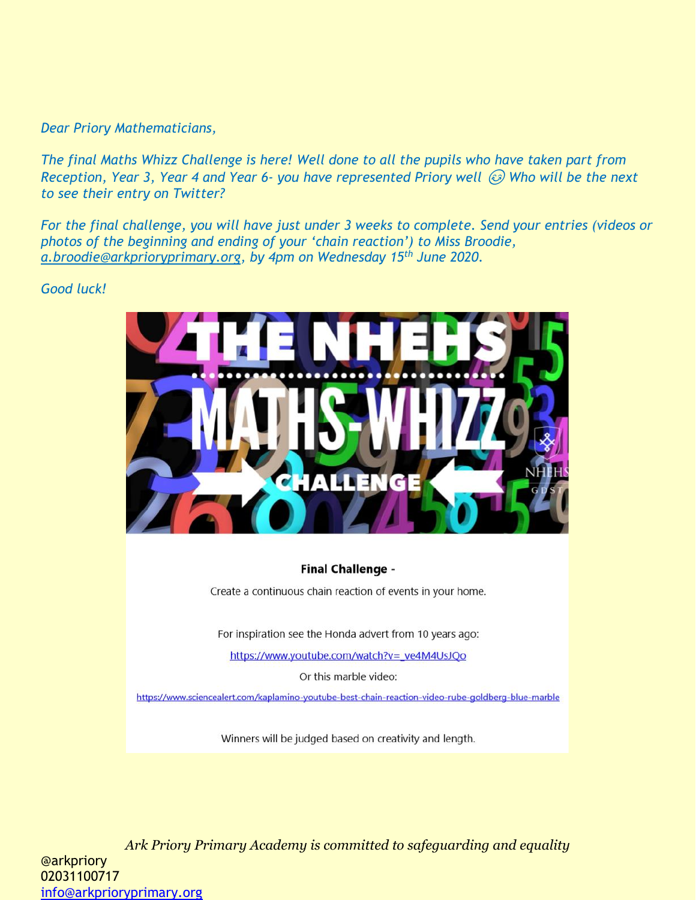*Dear Priory Mathematicians,*

*The final Maths Whizz Challenge is here! Well done to all the pupils who have taken part from Reception, Year 3, Year 4 and Year 6- you have represented Priory well 😊 Who will be the next to see their entry on Twitter?*

*For the final challenge, you will have just under 3 weeks to complete. Send your entries (videos or photos of the beginning and ending of your 'chain reaction') to Miss Broodie, [a.broodie@arkprioryprimary.org](mailto:a.broodie@arkprioryprimary.org), by 4pm on Wednesday 15th June 2020.*

*Good luck!*

THE NHEHS MATHS-WHIZZ CHALLENGE

NHEHS GDST

**Final Challenge -**

Create a continuous chain reaction of events in your home.

For inspiration see the Honda advert from 10 years ago:

https://www.youtube.com/watch?v=_ve4M4UsJQo

Or this marble video:

https://www.sciencealert.com/kaplamino-youtube-best-chain-reaction-video-rube-goldberg-blue-marble

Winners will be judged based on creativity and length.

*Ark Priory Primary Academy is committed to safeguarding and equality*

@arkpriory
02031100717
[info@arkprioryprimary.org](mailto:info@arkprioryprimary.org)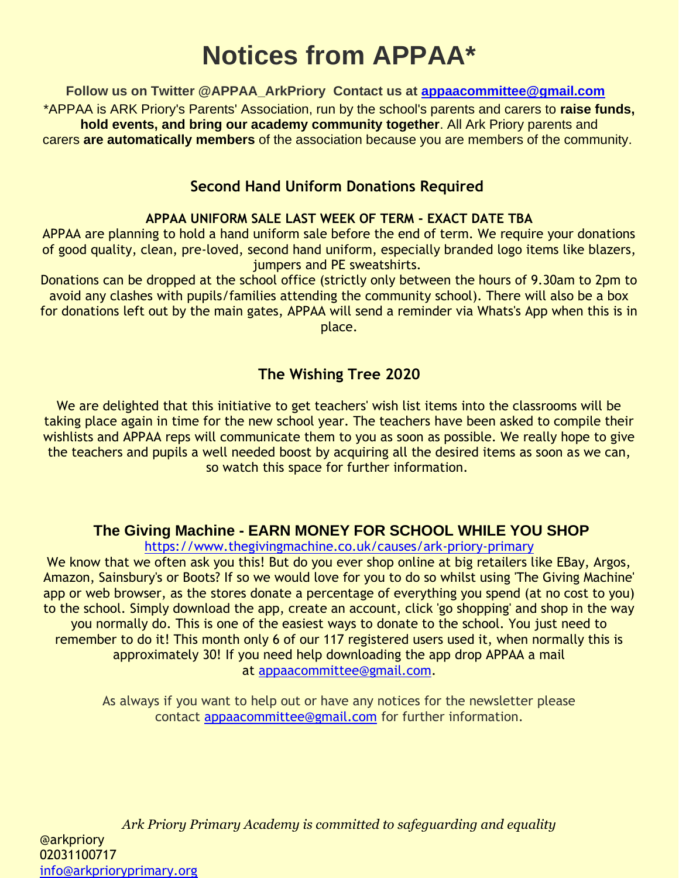# Notices from APPAA*

**Follow us on Twitter @APPAA_ArkPriory Contact us at [appaacommittee@gmail.com](mailto:appaacommittee@gmail.com)**

*APPAA is ARK Priory's Parents' Association, run by the school's parents and carers to **raise funds, hold events, and bring our academy community together**. All Ark Priory parents and carers **are automatically members** of the association because you are members of the community.

## Second Hand Uniform Donations Required

**APPAA UNIFORM SALE LAST WEEK OF TERM - EXACT DATE TBA**

APPAA are planning to hold a hand uniform sale before the end of term. We require your donations of good quality, clean, pre-loved, second hand uniform, especially branded logo items like blazers, jumpers and PE sweatshirts.

Donations can be dropped at the school office (strictly only between the hours of 9.30am to 2pm to avoid any clashes with pupils/families attending the community school). There will also be a box for donations left out by the main gates, APPAA will send a reminder via Whats's App when this is in place.

## The Wishing Tree 2020

We are delighted that this initiative to get teachers' wish list items into the classrooms will be taking place again in time for the new school year. The teachers have been asked to compile their wishlists and APPAA reps will communicate them to you as soon as possible. We really hope to give the teachers and pupils a well needed boost by acquiring all the desired items as soon as we can, so watch this space for further information.

## The Giving Machine - EARN MONEY FOR SCHOOL WHILE YOU SHOP

[https://www.thegivingmachine.co.uk/causes/ark-priory-primary](https://www.thegivingmachine.co.uk/causes/ark-priory-primary)

We know that we often ask you this! But do you ever shop online at big retailers like EBay, Argos, Amazon, Sainsbury's or Boots? If so we would love for you to do so whilst using 'The Giving Machine' app or web browser, as the stores donate a percentage of everything you spend (at no cost to you) to the school. Simply download the app, create an account, click 'go shopping' and shop in the way you normally do. This is one of the easiest ways to donate to the school. You just need to remember to do it! This month only 6 of our 117 registered users used it, when normally this is approximately 30! If you need help downloading the app drop APPAA a mail at [appaacommittee@gmail.com](mailto:appaacommittee@gmail.com).

As always if you want to help out or have any notices for the newsletter please contact [appaacommittee@gmail.com](mailto:appaacommittee@gmail.com) for further information.

*Ark Priory Primary Academy is committed to safeguarding and equality*

@arkpriory
02031100717
[info@arkprioryprimary.org](mailto:info@arkprioryprimary.org)